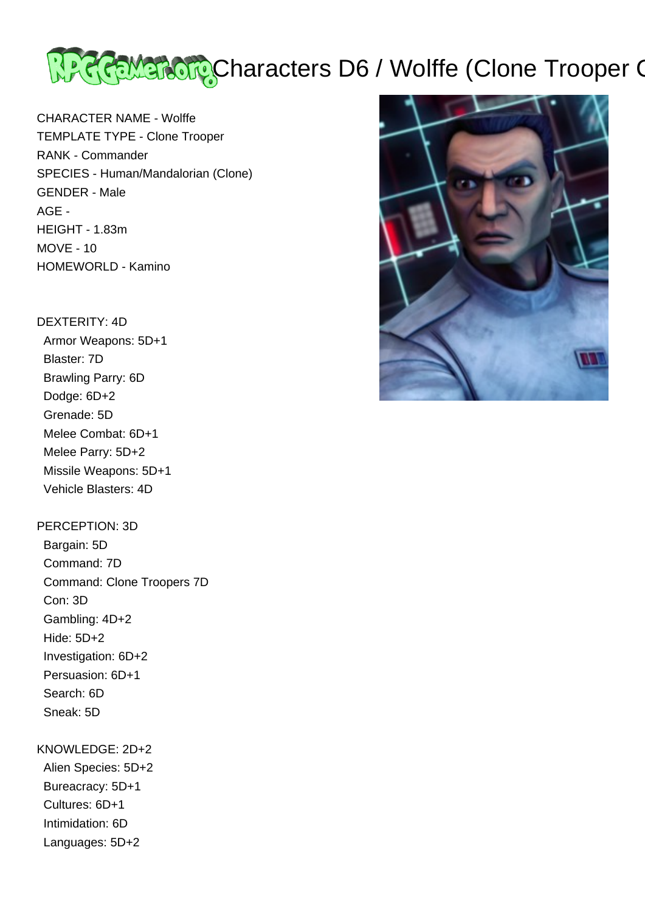# Characters D6 / Wolffe (Clone Trooper C

CHARACTER NAME - Wolffe
TEMPLATE TYPE - Clone Trooper
RANK - Commander
SPECIES - Human/Mandalorian (Clone)
GENDER - Male
AGE -
HEIGHT - 1.83m
MOVE - 10
HOMEWORLD - Kamino

DEXTERITY: 4D
 Armor Weapons: 5D+1
 Blaster: 7D
 Brawling Parry: 6D
 Dodge: 6D+2
 Grenade: 5D
 Melee Combat: 6D+1
 Melee Parry: 5D+2
 Missile Weapons: 5D+1
 Vehicle Blasters: 4D

PERCEPTION: 3D
 Bargain: 5D
 Command: 7D
 Command: Clone Troopers 7D
 Con: 3D
 Gambling: 4D+2
 Hide: 5D+2
 Investigation: 6D+2
 Persuasion: 6D+1
 Search: 6D
 Sneak: 5D

KNOWLEDGE: 2D+2
 Alien Species: 5D+2
 Bureacracy: 5D+1
 Cultures: 6D+1
 Intimidation: 6D
 Languages: 5D+2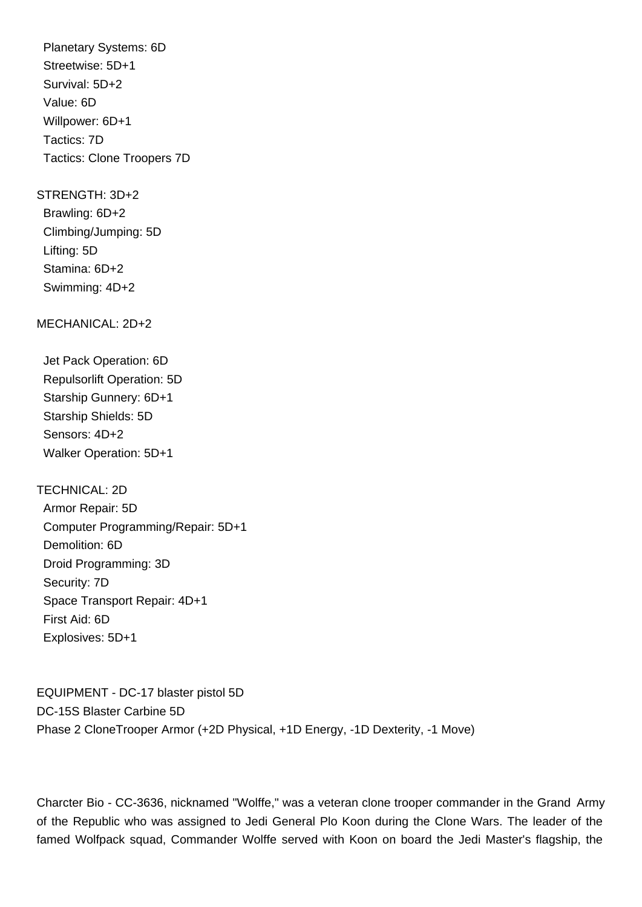Planetary Systems: 6D
Streetwise: 5D+1
Survival: 5D+2
Value: 6D
Willpower: 6D+1
Tactics: 7D
Tactics: Clone Troopers 7D

STRENGTH: 3D+2
Brawling: 6D+2
Climbing/Jumping: 5D
Lifting: 5D
Stamina: 6D+2
Swimming: 4D+2

MECHANICAL: 2D+2

Jet Pack Operation: 6D
Repulsorlift Operation: 5D
Starship Gunnery: 6D+1
Starship Shields: 5D
Sensors: 4D+2
Walker Operation: 5D+1

TECHNICAL: 2D
Armor Repair: 5D
Computer Programming/Repair: 5D+1
Demolition: 6D
Droid Programming: 3D
Security: 7D
Space Transport Repair: 4D+1
First Aid: 6D
Explosives: 5D+1

EQUIPMENT - DC-17 blaster pistol 5D
DC-15S Blaster Carbine 5D
Phase 2 CloneTrooper Armor (+2D Physical, +1D Energy, -1D Dexterity, -1 Move)

Charcter Bio - CC-3636, nicknamed "Wolffe," was a veteran clone trooper commander in the Grand Army of the Republic who was assigned to Jedi General Plo Koon during the Clone Wars. The leader of the famed Wolfpack squad, Commander Wolffe served with Koon on board the Jedi Master's flagship, the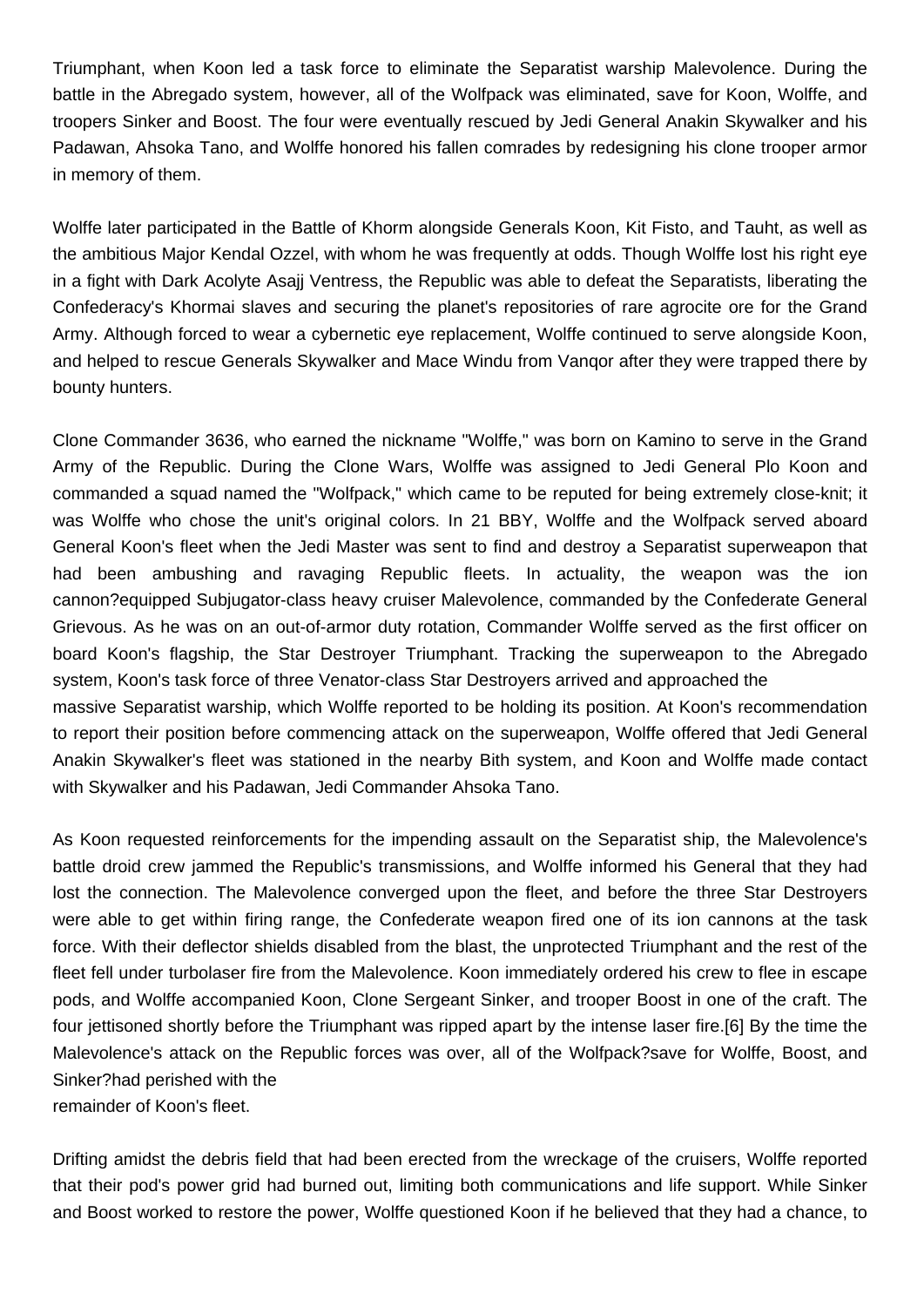Triumphant, when Koon led a task force to eliminate the Separatist warship Malevolence. During the battle in the Abregado system, however, all of the Wolfpack was eliminated, save for Koon, Wolffe, and troopers Sinker and Boost. The four were eventually rescued by Jedi General Anakin Skywalker and his Padawan, Ahsoka Tano, and Wolffe honored his fallen comrades by redesigning his clone trooper armor in memory of them.

Wolffe later participated in the Battle of Khorm alongside Generals Koon, Kit Fisto, and Tauht, as well as the ambitious Major Kendal Ozzel, with whom he was frequently at odds. Though Wolffe lost his right eye in a fight with Dark Acolyte Asajj Ventress, the Republic was able to defeat the Separatists, liberating the Confederacy's Khormai slaves and securing the planet's repositories of rare agrocite ore for the Grand Army. Although forced to wear a cybernetic eye replacement, Wolffe continued to serve alongside Koon, and helped to rescue Generals Skywalker and Mace Windu from Vanqor after they were trapped there by bounty hunters.

Clone Commander 3636, who earned the nickname "Wolffe," was born on Kamino to serve in the Grand Army of the Republic. During the Clone Wars, Wolffe was assigned to Jedi General Plo Koon and commanded a squad named the "Wolfpack," which came to be reputed for being extremely close-knit; it was Wolffe who chose the unit's original colors. In 21 BBY, Wolffe and the Wolfpack served aboard General Koon's fleet when the Jedi Master was sent to find and destroy a Separatist superweapon that had been ambushing and ravaging Republic fleets. In actuality, the weapon was the ion cannon?equipped Subjugator-class heavy cruiser Malevolence, commanded by the Confederate General Grievous. As he was on an out-of-armor duty rotation, Commander Wolffe served as the first officer on board Koon's flagship, the Star Destroyer Triumphant. Tracking the superweapon to the Abregado system, Koon's task force of three Venator-class Star Destroyers arrived and approached the massive Separatist warship, which Wolffe reported to be holding its position. At Koon's recommendation to report their position before commencing attack on the superweapon, Wolffe offered that Jedi General Anakin Skywalker's fleet was stationed in the nearby Bith system, and Koon and Wolffe made contact with Skywalker and his Padawan, Jedi Commander Ahsoka Tano.

As Koon requested reinforcements for the impending assault on the Separatist ship, the Malevolence's battle droid crew jammed the Republic's transmissions, and Wolffe informed his General that they had lost the connection. The Malevolence converged upon the fleet, and before the three Star Destroyers were able to get within firing range, the Confederate weapon fired one of its ion cannons at the task force. With their deflector shields disabled from the blast, the unprotected Triumphant and the rest of the fleet fell under turbolaser fire from the Malevolence. Koon immediately ordered his crew to flee in escape pods, and Wolffe accompanied Koon, Clone Sergeant Sinker, and trooper Boost in one of the craft. The four jettisoned shortly before the Triumphant was ripped apart by the intense laser fire.[6] By the time the Malevolence's attack on the Republic forces was over, all of the Wolfpack?save for Wolffe, Boost, and Sinker?had perished with the remainder of Koon's fleet.

Drifting amidst the debris field that had been erected from the wreckage of the cruisers, Wolffe reported that their pod's power grid had burned out, limiting both communications and life support. While Sinker and Boost worked to restore the power, Wolffe questioned Koon if he believed that they had a chance, to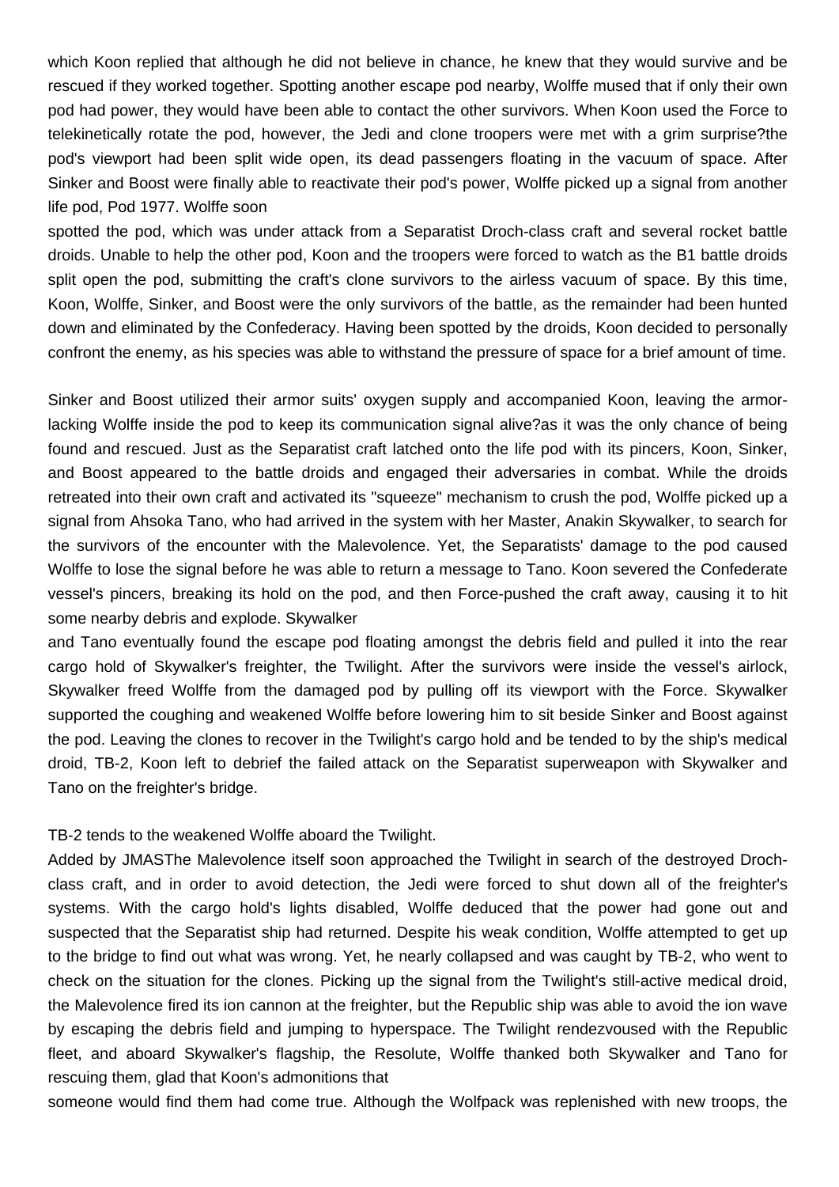which Koon replied that although he did not believe in chance, he knew that they would survive and be rescued if they worked together. Spotting another escape pod nearby, Wolffe mused that if only their own pod had power, they would have been able to contact the other survivors. When Koon used the Force to telekinetically rotate the pod, however, the Jedi and clone troopers were met with a grim surprise?the pod's viewport had been split wide open, its dead passengers floating in the vacuum of space. After Sinker and Boost were finally able to reactivate their pod's power, Wolffe picked up a signal from another life pod, Pod 1977. Wolffe soon spotted the pod, which was under attack from a Separatist Droch-class craft and several rocket battle droids. Unable to help the other pod, Koon and the troopers were forced to watch as the B1 battle droids split open the pod, submitting the craft's clone survivors to the airless vacuum of space. By this time, Koon, Wolffe, Sinker, and Boost were the only survivors of the battle, as the remainder had been hunted down and eliminated by the Confederacy. Having been spotted by the droids, Koon decided to personally confront the enemy, as his species was able to withstand the pressure of space for a brief amount of time.

Sinker and Boost utilized their armor suits' oxygen supply and accompanied Koon, leaving the armor-lacking Wolffe inside the pod to keep its communication signal alive?as it was the only chance of being found and rescued. Just as the Separatist craft latched onto the life pod with its pincers, Koon, Sinker, and Boost appeared to the battle droids and engaged their adversaries in combat. While the droids retreated into their own craft and activated its "squeeze" mechanism to crush the pod, Wolffe picked up a signal from Ahsoka Tano, who had arrived in the system with her Master, Anakin Skywalker, to search for the survivors of the encounter with the Malevolence. Yet, the Separatists' damage to the pod caused Wolffe to lose the signal before he was able to return a message to Tano. Koon severed the Confederate vessel's pincers, breaking its hold on the pod, and then Force-pushed the craft away, causing it to hit some nearby debris and explode. Skywalker and Tano eventually found the escape pod floating amongst the debris field and pulled it into the rear cargo hold of Skywalker's freighter, the Twilight. After the survivors were inside the vessel's airlock, Skywalker freed Wolffe from the damaged pod by pulling off its viewport with the Force. Skywalker supported the coughing and weakened Wolffe before lowering him to sit beside Sinker and Boost against the pod. Leaving the clones to recover in the Twilight's cargo hold and be tended to by the ship's medical droid, TB-2, Koon left to debrief the failed attack on the Separatist superweapon with Skywalker and Tano on the freighter's bridge.

TB-2 tends to the weakened Wolffe aboard the Twilight.

Added by JMASThe Malevolence itself soon approached the Twilight in search of the destroyed Droch-class craft, and in order to avoid detection, the Jedi were forced to shut down all of the freighter's systems. With the cargo hold's lights disabled, Wolffe deduced that the power had gone out and suspected that the Separatist ship had returned. Despite his weak condition, Wolffe attempted to get up to the bridge to find out what was wrong. Yet, he nearly collapsed and was caught by TB-2, who went to check on the situation for the clones. Picking up the signal from the Twilight's still-active medical droid, the Malevolence fired its ion cannon at the freighter, but the Republic ship was able to avoid the ion wave by escaping the debris field and jumping to hyperspace. The Twilight rendezvoused with the Republic fleet, and aboard Skywalker's flagship, the Resolute, Wolffe thanked both Skywalker and Tano for rescuing them, glad that Koon's admonitions that someone would find them had come true. Although the Wolfpack was replenished with new troops, the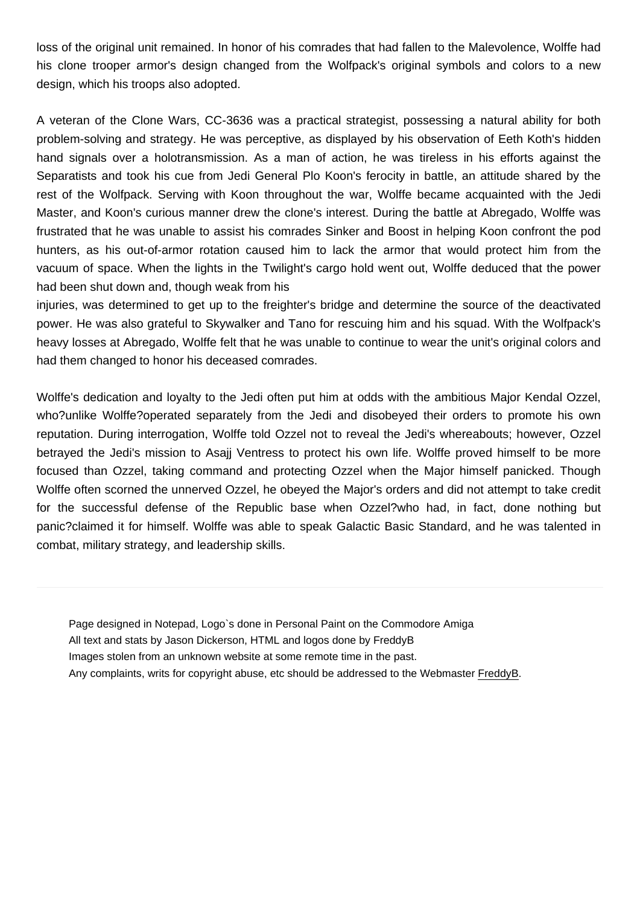loss of the original unit remained. In honor of his comrades that had fallen to the Malevolence, Wolffe had his clone trooper armor's design changed from the Wolfpack's original symbols and colors to a new design, which his troops also adopted.

A veteran of the Clone Wars, CC-3636 was a practical strategist, possessing a natural ability for both problem-solving and strategy. He was perceptive, as displayed by his observation of Eeth Koth's hidden hand signals over a holotransmission. As a man of action, he was tireless in his efforts against the Separatists and took his cue from Jedi General Plo Koon's ferocity in battle, an attitude shared by the rest of the Wolfpack. Serving with Koon throughout the war, Wolffe became acquainted with the Jedi Master, and Koon's curious manner drew the clone's interest. During the battle at Abregado, Wolffe was frustrated that he was unable to assist his comrades Sinker and Boost in helping Koon confront the pod hunters, as his out-of-armor rotation caused him to lack the armor that would protect him from the vacuum of space. When the lights in the Twilight's cargo hold went out, Wolffe deduced that the power had been shut down and, though weak from his injuries, was determined to get up to the freighter's bridge and determine the source of the deactivated power. He was also grateful to Skywalker and Tano for rescuing him and his squad. With the Wolfpack's heavy losses at Abregado, Wolffe felt that he was unable to continue to wear the unit's original colors and had them changed to honor his deceased comrades.

Wolffe's dedication and loyalty to the Jedi often put him at odds with the ambitious Major Kendal Ozzel, who?unlike Wolffe?operated separately from the Jedi and disobeyed their orders to promote his own reputation. During interrogation, Wolffe told Ozzel not to reveal the Jedi's whereabouts; however, Ozzel betrayed the Jedi's mission to Asajj Ventress to protect his own life. Wolffe proved himself to be more focused than Ozzel, taking command and protecting Ozzel when the Major himself panicked. Though Wolffe often scorned the unnerved Ozzel, he obeyed the Major's orders and did not attempt to take credit for the successful defense of the Republic base when Ozzel?who had, in fact, done nothing but panic?claimed it for himself. Wolffe was able to speak Galactic Basic Standard, and he was talented in combat, military strategy, and leadership skills.

---

Page designed in Notepad, Logo`s done in Personal Paint on the Commodore Amiga
All text and stats by Jason Dickerson, HTML and logos done by FreddyB
Images stolen from an unknown website at some remote time in the past.
Any complaints, writs for copyright abuse, etc should be addressed to the Webmaster FreddyB.